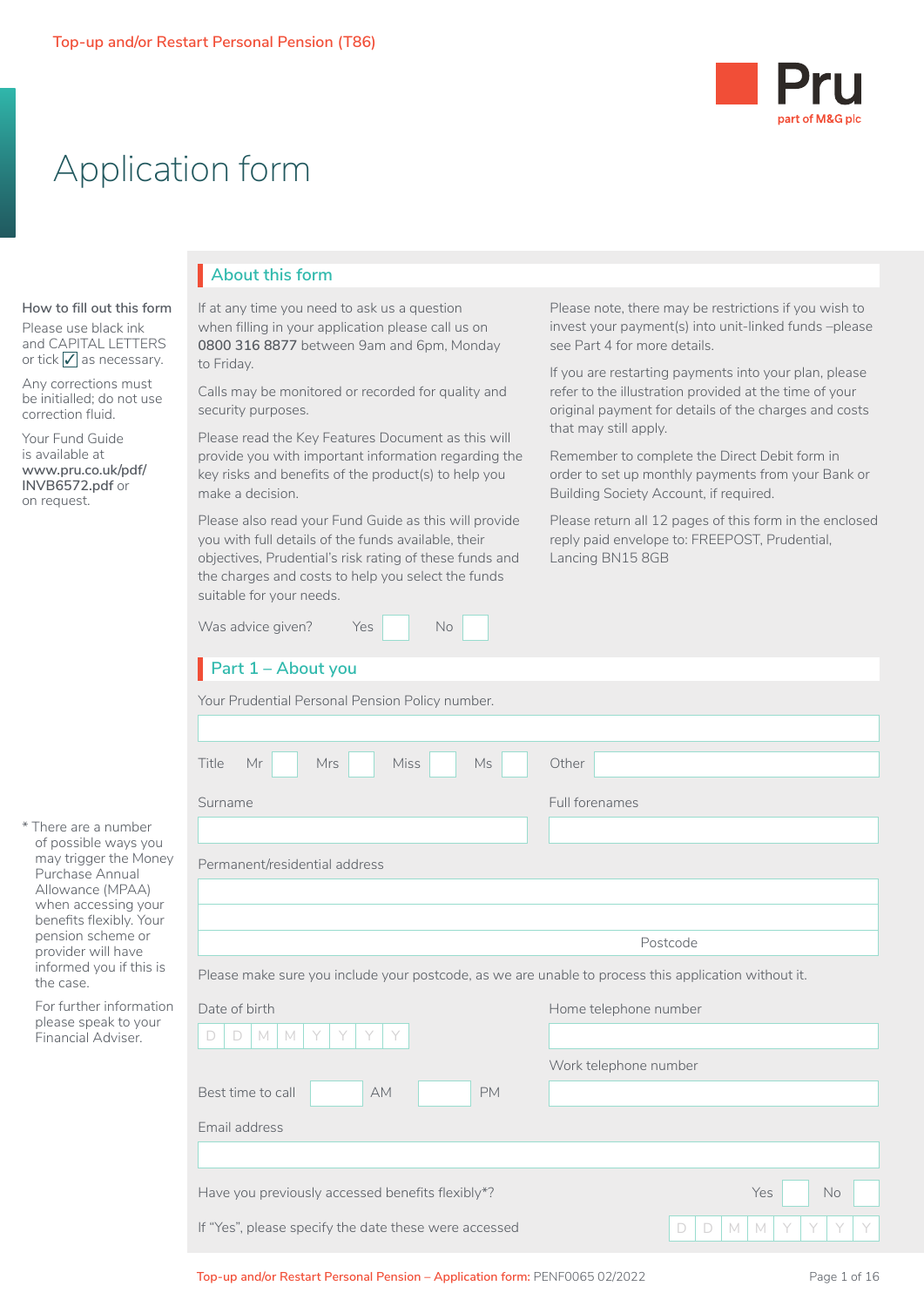Top-up and/or Restart Personal Pension (T86)

Pru
part of M&G plc

# Application form

**How to fill out this form**

Please use black ink and CAPITAL LETTERS or tick ✓ as necessary.

Any corrections must be initialled; do not use correction fluid.

Your Fund Guide is available at **www.pru.co.uk/pdf/INVB6572.pdf** or on request.

## About this form

If at any time you need to ask us a question when filling in your application please call us on **0800 316 8877** between 9am and 6pm, Monday to Friday.

Calls may be monitored or recorded for quality and security purposes.

Please read the Key Features Document as this will provide you with important information regarding the key risks and benefits of the product(s) to help you make a decision.

Please also read your Fund Guide as this will provide you with full details of the funds available, their objectives, Prudential's risk rating of these funds and the charges and costs to help you select the funds suitable for your needs.

Please note, there may be restrictions if you wish to invest your payment(s) into unit-linked funds –please see Part 4 for more details.

If you are restarting payments into your plan, please refer to the illustration provided at the time of your original payment for details of the charges and costs that may still apply.

Remember to complete the Direct Debit form in order to set up monthly payments from your Bank or Building Society Account, if required.

Please return all 12 pages of this form in the enclosed reply paid envelope to: FREEPOST, Prudential, Lancing BN15 8GB

Was advice given? Yes ☐ No ☐

## Part 1 – About you

Your Prudential Personal Pension Policy number.

Title Mr ☐ Mrs ☐ Miss ☐ Ms ☐ Other ______

Surname ______ Full forenames ______

Permanent/residential address

Postcode

Please make sure you include your postcode, as we are unable to process this application without it.

Date of birth D D M M Y Y Y Y

Home telephone number

Work telephone number

Best time to call ______ AM ______ PM

Email address

Have you previously accessed benefits flexibly*? Yes ☐ No ☐

If "Yes", please specify the date these were accessed D D M M Y Y Y Y

\* There are a number of possible ways you may trigger the Money Purchase Annual Allowance (MPAA) when accessing your benefits flexibly. Your pension scheme or provider will have informed you if this is the case.

For further information please speak to your Financial Adviser.

Top-up and/or Restart Personal Pension – Application form: PENF0065 02/2022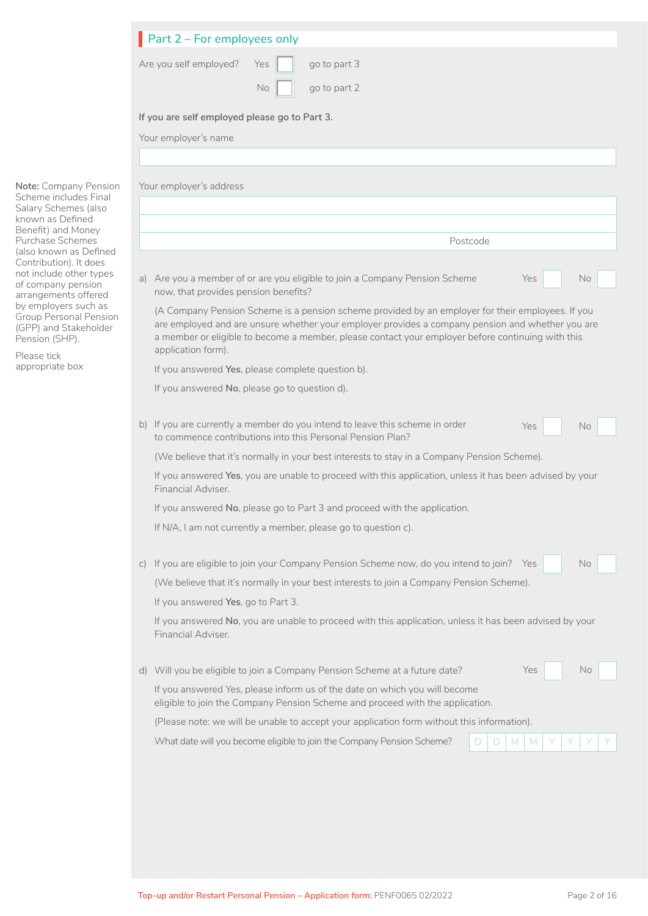## Part 2 – For employees only

Are you self employed? Yes ☐ go to part 3

No ☐ go to part 2

**If you are self employed please go to Part 3.**

Your employer's name

Your employer's address

Postcode

**Note:** Company Pension Scheme includes Final Salary Schemes (also known as Defined Benefit) and Money Purchase Schemes (also known as Defined Contribution). It does not include other types of company pension arrangements offered by employers such as Group Personal Pension (GPP) and Stakeholder Pension (SHP).

Please tick appropriate box

a) Are you a member of or are you eligible to join a Company Pension Scheme now, that provides pension benefits? Yes ☐ No ☐

(A Company Pension Scheme is a pension scheme provided by an employer for their employees. If you are employed and are unsure whether your employer provides a company pension and whether you are a member or eligible to become a member, please contact your employer before continuing with this application form).

If you answered **Yes**, please complete question b).

If you answered **No**, please go to question d).

b) If you are currently a member do you intend to leave this scheme in order to commence contributions into this Personal Pension Plan? Yes ☐ No ☐

(We believe that it's normally in your best interests to stay in a Company Pension Scheme).

If you answered **Yes**, you are unable to proceed with this application, unless it has been advised by your Financial Adviser.

If you answered **No**, please go to Part 3 and proceed with the application.

If N/A, I am not currently a member, please go to question c).

c) If you are eligible to join your Company Pension Scheme now, do you intend to join? Yes ☐ No ☐

(We believe that it's normally in your best interests to join a Company Pension Scheme).

If you answered **Yes**, go to Part 3.

If you answered **No**, you are unable to proceed with this application, unless it has been advised by your Financial Adviser.

d) Will you be eligible to join a Company Pension Scheme at a future date? Yes ☐ No ☐

If you answered Yes, please inform us of the date on which you will become eligible to join the Company Pension Scheme and proceed with the application.

(Please note: we will be unable to accept your application form without this information).

What date will you become eligible to join the Company Pension Scheme? D D M M Y Y Y Y

Top-up and/or Restart Personal Pension – Application form: PENF0065 02/2022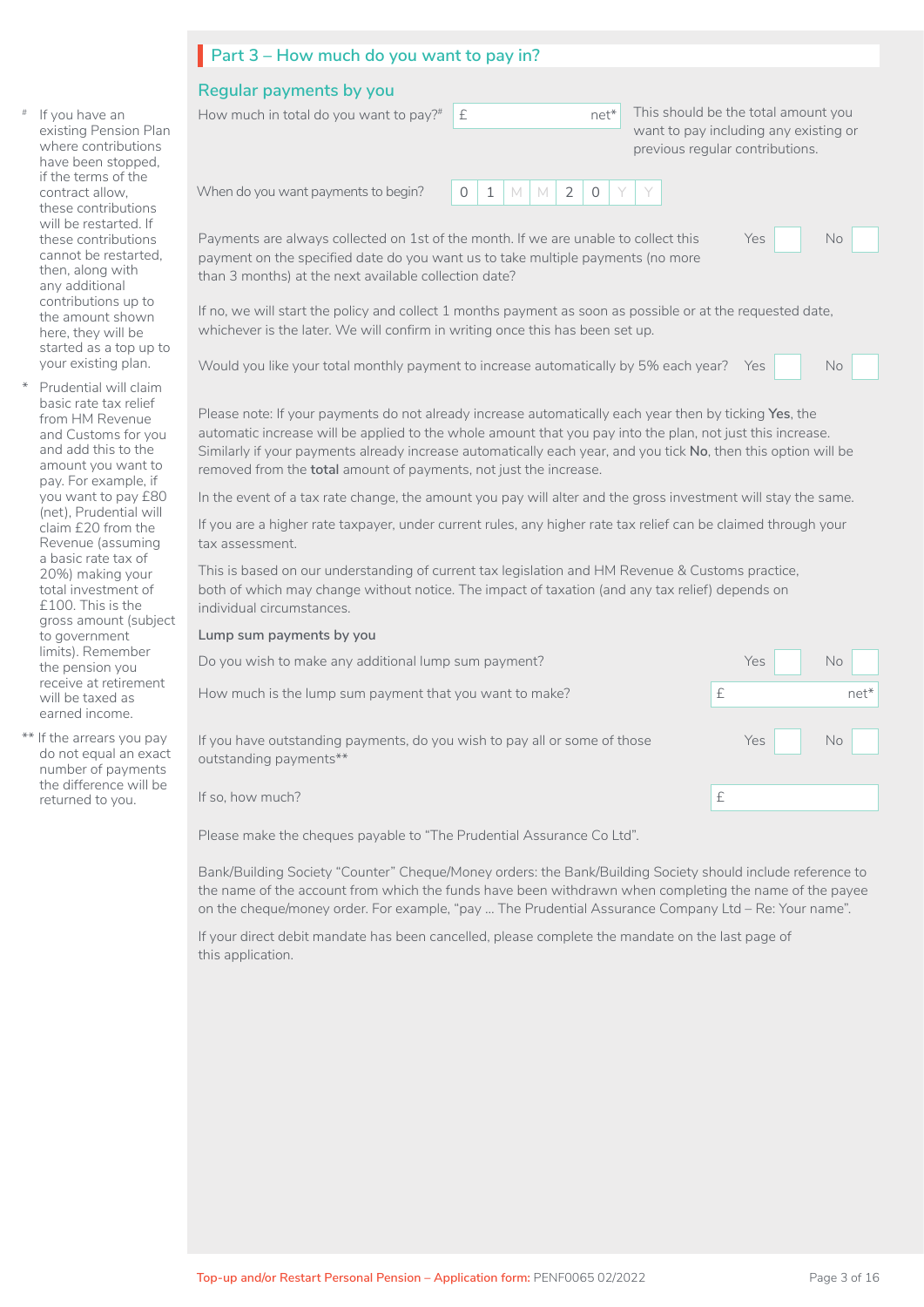## Part 3 – How much do you want to pay in?

### Regular payments by you

How much in total do you want to pay?# £ ______ net*

This should be the total amount you want to pay including any existing or previous regular contributions.

When do you want payments to begin? 0 1 M M 2 0 Y Y

Payments are always collected on 1st of the month. If we are unable to collect this payment on the specified date do you want us to take multiple payments (no more than 3 months) at the next available collection date? Yes ☐ No ☐

If no, we will start the policy and collect 1 months payment as soon as possible or at the requested date, whichever is the later. We will confirm in writing once this has been set up.

Would you like your total monthly payment to increase automatically by 5% each year? Yes ☐ No ☐

Please note: If your payments do not already increase automatically each year then by ticking **Yes**, the automatic increase will be applied to the whole amount that you pay into the plan, not just this increase. Similarly if your payments already increase automatically each year, and you tick **No**, then this option will be removed from the **total** amount of payments, not just the increase.

In the event of a tax rate change, the amount you pay will alter and the gross investment will stay the same.

If you are a higher rate taxpayer, under current rules, any higher rate tax relief can be claimed through your tax assessment.

This is based on our understanding of current tax legislation and HM Revenue & Customs practice, both of which may change without notice. The impact of taxation (and any tax relief) depends on individual circumstances.

**Lump sum payments by you**

Do you wish to make any additional lump sum payment? Yes ☐ No ☐

How much is the lump sum payment that you want to make? £ ______ net*

If you have outstanding payments, do you wish to pay all or some of those outstanding payments** Yes ☐ No ☐

If so, how much? £ ______

Please make the cheques payable to "The Prudential Assurance Co Ltd".

Bank/Building Society "Counter" Cheque/Money orders: the Bank/Building Society should include reference to the name of the account from which the funds have been withdrawn when completing the name of the payee on the cheque/money order. For example, "pay ... The Prudential Assurance Company Ltd – Re: Your name".

If your direct debit mandate has been cancelled, please complete the mandate on the last page of this application.

---

# If you have an existing Pension Plan where contributions have been stopped, if the terms of the contract allow, these contributions will be restarted. If these contributions cannot be restarted, then, along with any additional contributions up to the amount shown here, they will be started as a top up to your existing plan.

* Prudential will claim basic rate tax relief from HM Revenue and Customs for you and add this to the amount you want to pay. For example, if you want to pay £80 (net), Prudential will claim £20 from the Revenue (assuming a basic rate tax of 20%) making your total investment of £100. This is the gross amount (subject to government limits). Remember the pension you receive at retirement will be taxed as earned income.

** If the arrears you pay do not equal an exact number of payments the difference will be returned to you.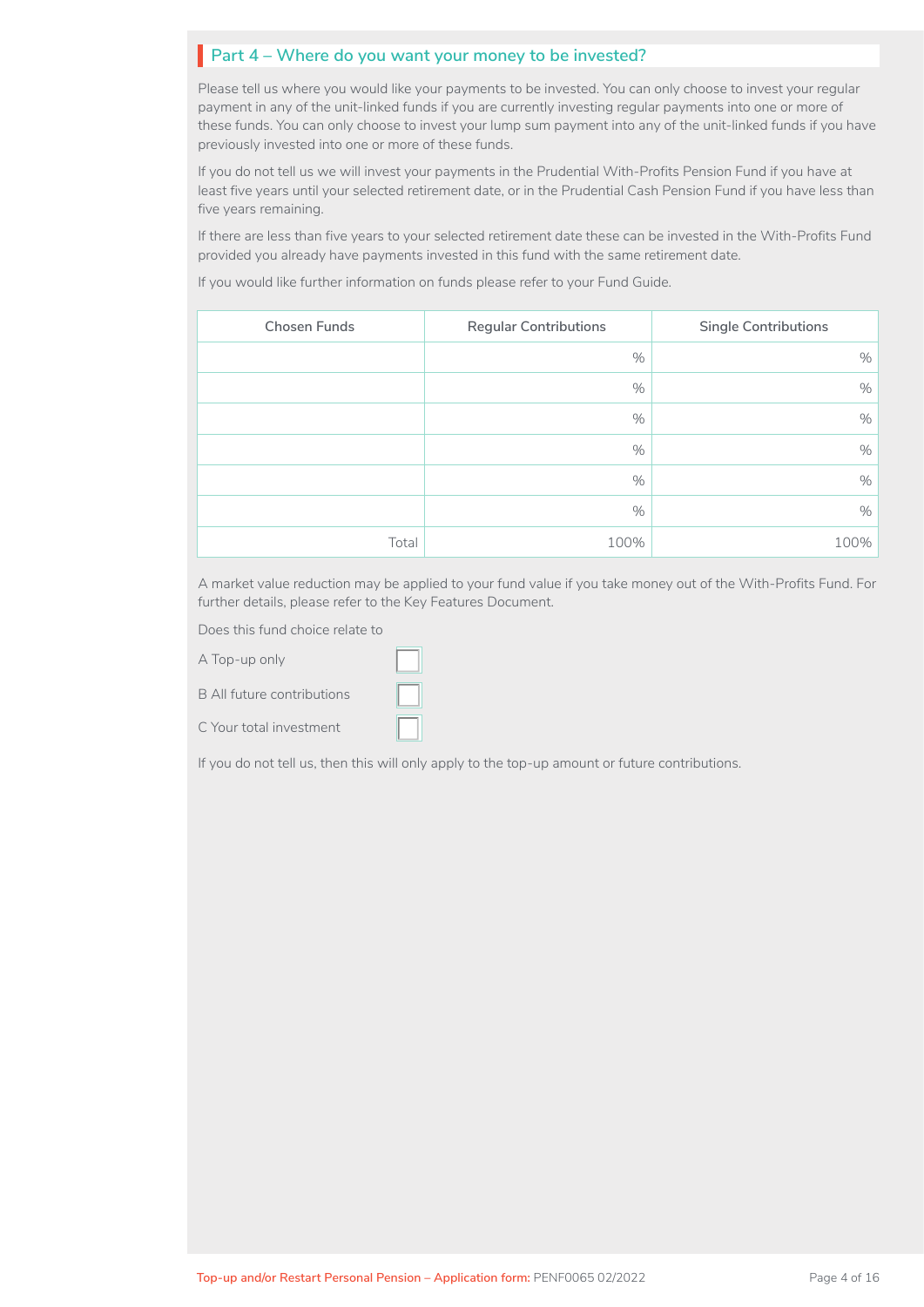## Part 4 – Where do you want your money to be invested?

Please tell us where you would like your payments to be invested. You can only choose to invest your regular payment in any of the unit-linked funds if you are currently investing regular payments into one or more of these funds. You can only choose to invest your lump sum payment into any of the unit-linked funds if you have previously invested into one or more of these funds.

If you do not tell us we will invest your payments in the Prudential With-Profits Pension Fund if you have at least five years until your selected retirement date, or in the Prudential Cash Pension Fund if you have less than five years remaining.

If there are less than five years to your selected retirement date these can be invested in the With-Profits Fund provided you already have payments invested in this fund with the same retirement date.

If you would like further information on funds please refer to your Fund Guide.

| Chosen Funds | Regular Contributions | Single Contributions |
|---|---|---|
| | % | % |
| | % | % |
| | % | % |
| | % | % |
| | % | % |
| | % | % |
| Total | 100% | 100% |

A market value reduction may be applied to your fund value if you take money out of the With-Profits Fund. For further details, please refer to the Key Features Document.

Does this fund choice relate to

A Top-up only ☐

B All future contributions ☐

C Your total investment ☐

If you do not tell us, then this will only apply to the top-up amount or future contributions.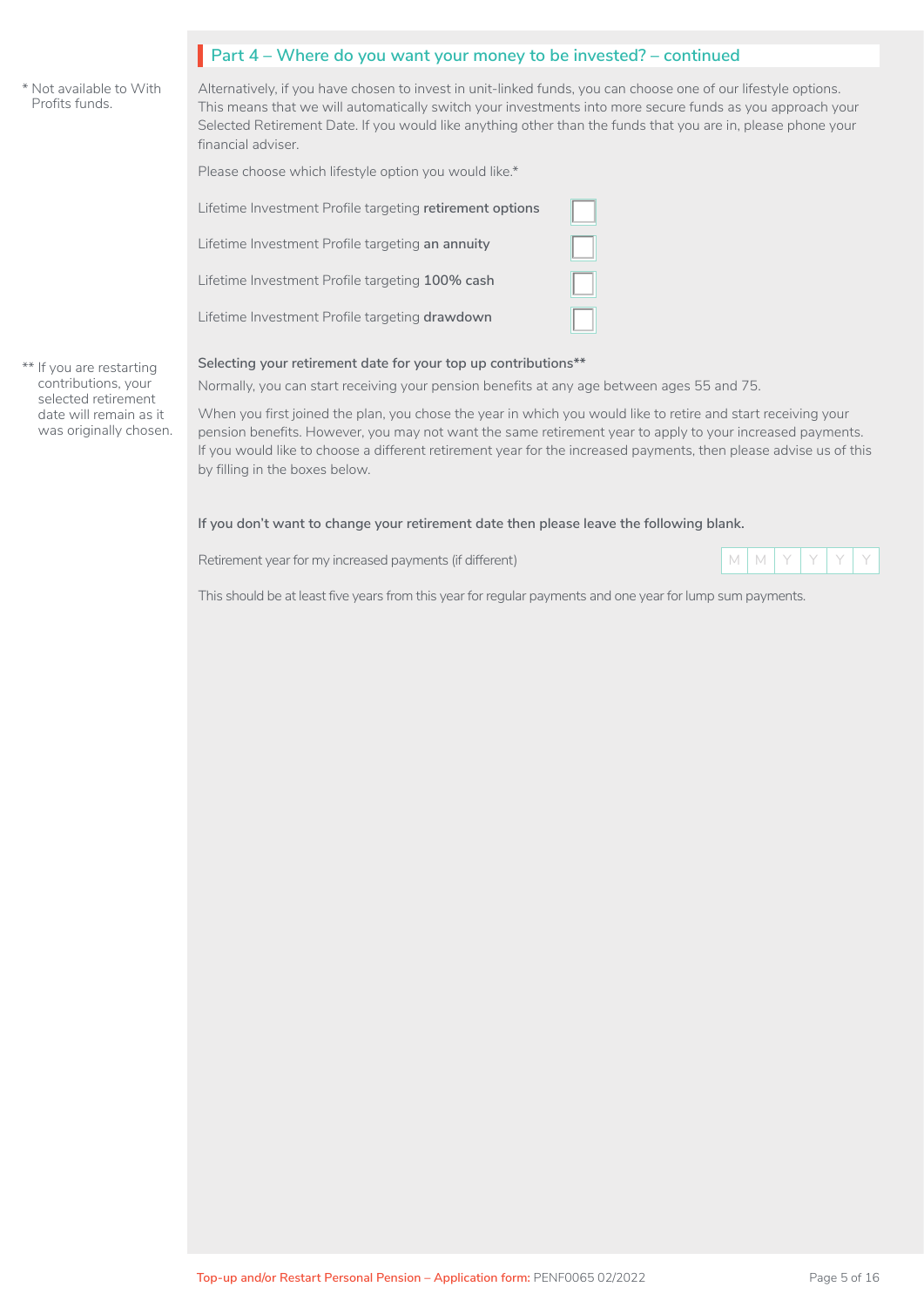## Part 4 – Where do you want your money to be invested? – continued

Alternatively, if you have chosen to invest in unit-linked funds, you can choose one of our lifestyle options. This means that we will automatically switch your investments into more secure funds as you approach your Selected Retirement Date. If you would like anything other than the funds that you are in, please phone your financial adviser.

Please choose which lifestyle option you would like.*

- Lifetime Investment Profile targeting **retirement options** ☐
- Lifetime Investment Profile targeting **an annuity** ☐
- Lifetime Investment Profile targeting **100% cash** ☐
- Lifetime Investment Profile targeting **drawdown** ☐

* Not available to With Profits funds.

**Selecting your retirement date for your top up contributions****

Normally, you can start receiving your pension benefits at any age between ages 55 and 75.

When you first joined the plan, you chose the year in which you would like to retire and start receiving your pension benefits. However, you may not want the same retirement year to apply to your increased payments. If you would like to choose a different retirement year for the increased payments, then please advise us of this by filling in the boxes below.

** If you are restarting contributions, your selected retirement date will remain as it was originally chosen.

**If you don't want to change your retirement date then please leave the following blank.**

Retirement year for my increased payments (if different) | M | M | Y | Y | Y | Y |

This should be at least five years from this year for regular payments and one year for lump sum payments.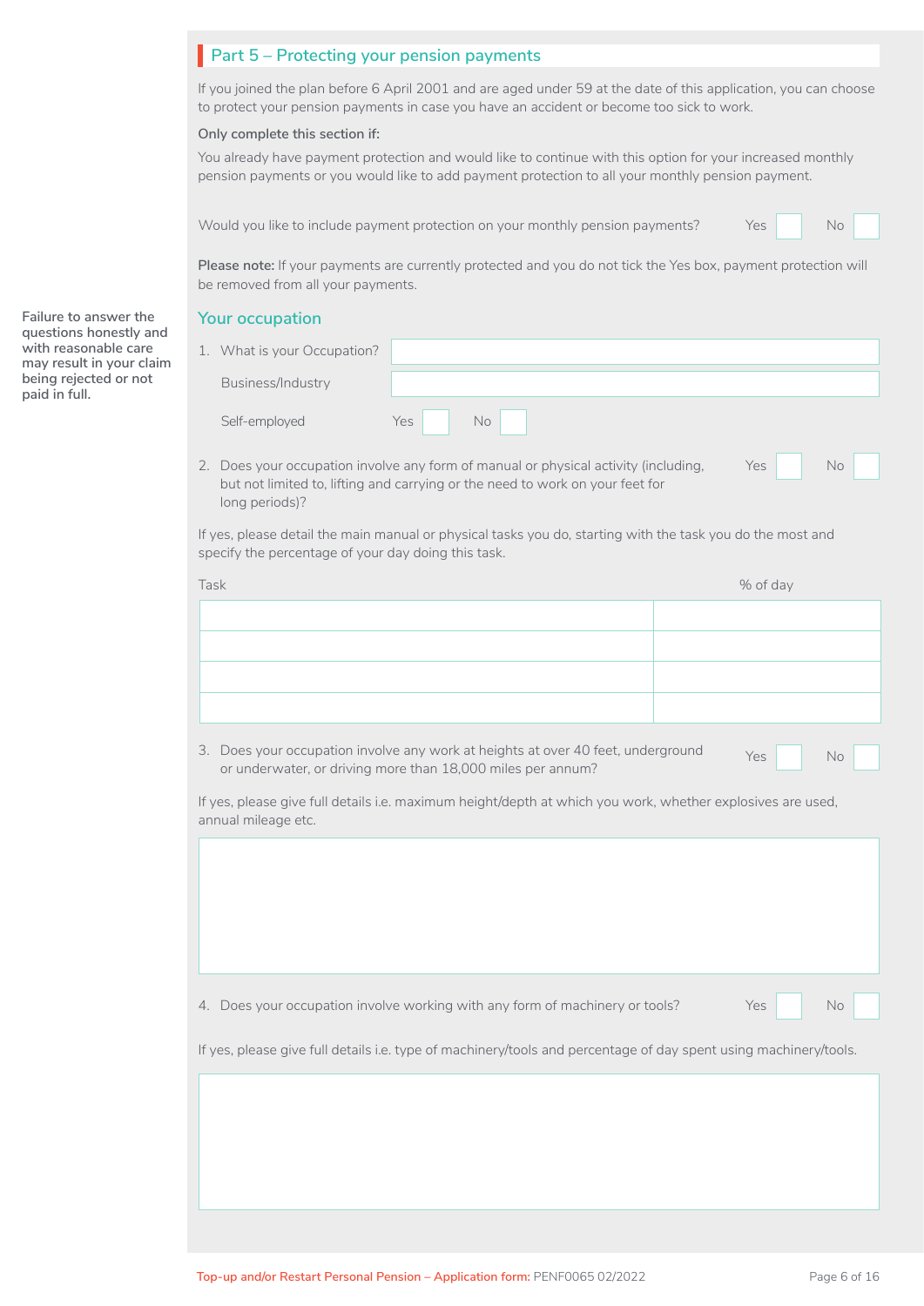## Part 5 – Protecting your pension payments

If you joined the plan before 6 April 2001 and are aged under 59 at the date of this application, you can choose to protect your pension payments in case you have an accident or become too sick to work.

**Only complete this section if:**

You already have payment protection and would like to continue with this option for your increased monthly pension payments or you would like to add payment protection to all your monthly pension payment.

Would you like to include payment protection on your monthly pension payments? Yes ☐ No ☐

**Please note:** If your payments are currently protected and you do not tick the Yes box, payment protection will be removed from all your payments.

**Failure to answer the questions honestly and with reasonable care may result in your claim being rejected or not paid in full.**

### Your occupation

1. What is your Occupation? ____________________

   Business/Industry ____________________

   Self-employed Yes ☐ No ☐

2. Does your occupation involve any form of manual or physical activity (including, but not limited to, lifting and carrying or the need to work on your feet for long periods)? Yes ☐ No ☐

If yes, please detail the main manual or physical tasks you do, starting with the task you do the most and specify the percentage of your day doing this task.

| Task | % of day |
|---|---|
| | |
| | |
| | |
| | |

3. Does your occupation involve any work at heights at over 40 feet, underground or underwater, or driving more than 18,000 miles per annum? Yes ☐ No ☐

If yes, please give full details i.e. maximum height/depth at which you work, whether explosives are used, annual mileage etc.

____________________

4. Does your occupation involve working with any form of machinery or tools? Yes ☐ No ☐

If yes, please give full details i.e. type of machinery/tools and percentage of day spent using machinery/tools.

____________________

Top-up and/or Restart Personal Pension – Application form: PENF0065 02/2022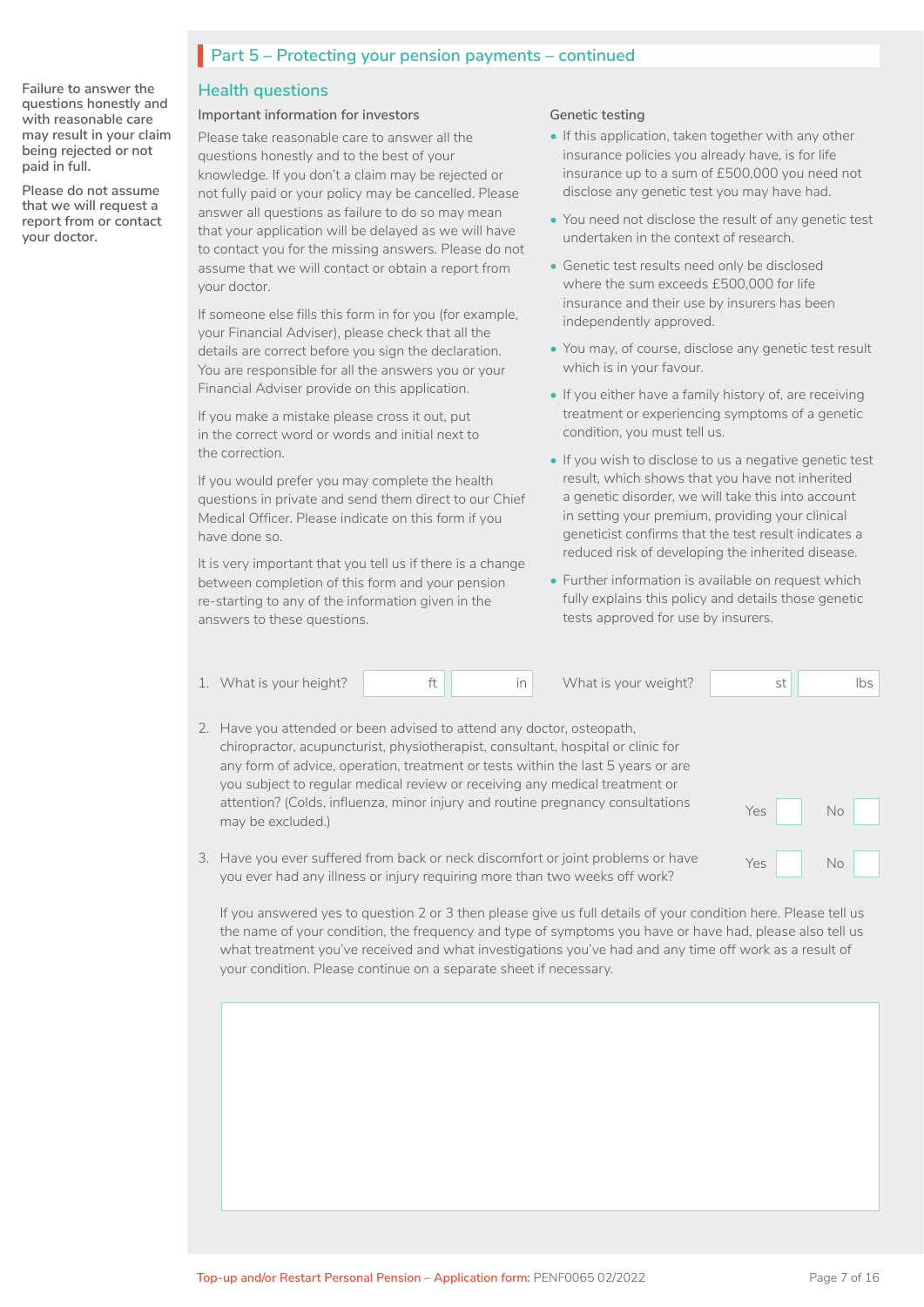## Part 5 – Protecting your pension payments – continued

Failure to answer the questions honestly and with reasonable care may result in your claim being rejected or not paid in full.

Please do not assume that we will request a report from or contact your doctor.

### Health questions

**Important information for investors**

Please take reasonable care to answer all the questions honestly and to the best of your knowledge. If you don't a claim may be rejected or not fully paid or your policy may be cancelled. Please answer all questions as failure to do so may mean that your application will be delayed as we will have to contact you for the missing answers. Please do not assume that we will contact or obtain a report from your doctor.

If someone else fills this form in for you (for example, your Financial Adviser), please check that all the details are correct before you sign the declaration. You are responsible for all the answers you or your Financial Adviser provide on this application.

If you make a mistake please cross it out, put in the correct word or words and initial next to the correction.

If you would prefer you may complete the health questions in private and send them direct to our Chief Medical Officer. Please indicate on this form if you have done so.

It is very important that you tell us if there is a change between completion of this form and your pension re-starting to any of the information given in the answers to these questions.

**Genetic testing**

- If this application, taken together with any other insurance policies you already have, is for life insurance up to a sum of £500,000 you need not disclose any genetic test you may have had.
- You need not disclose the result of any genetic test undertaken in the context of research.
- Genetic test results need only be disclosed where the sum exceeds £500,000 for life insurance and their use by insurers has been independently approved.
- You may, of course, disclose any genetic test result which is in your favour.
- If you either have a family history of, are receiving treatment or experiencing symptoms of a genetic condition, you must tell us.
- If you wish to disclose to us a negative genetic test result, which shows that you have not inherited a genetic disorder, we will take this into account in setting your premium, providing your clinical geneticist confirms that the test result indicates a reduced risk of developing the inherited disease.
- Further information is available on request which fully explains this policy and details those genetic tests approved for use by insurers.

1. What is your height? ______ ft ______ in What is your weight? ______ st ______ lbs

2. Have you attended or been advised to attend any doctor, osteopath, chiropractor, acupuncturist, physiotherapist, consultant, hospital or clinic for any form of advice, operation, treatment or tests within the last 5 years or are you subject to regular medical review or receiving any medical treatment or attention? (Colds, influenza, minor injury and routine pregnancy consultations may be excluded.) Yes ☐ No ☐

3. Have you ever suffered from back or neck discomfort or joint problems or have you ever had any illness or injury requiring more than two weeks off work? Yes ☐ No ☐

If you answered yes to question 2 or 3 then please give us full details of your condition here. Please tell us the name of your condition, the frequency and type of symptoms you have or have had, please also tell us what treatment you've received and what investigations you've had and any time off work as a result of your condition. Please continue on a separate sheet if necessary.

Top-up and/or Restart Personal Pension – Application form: PENF0065 02/2022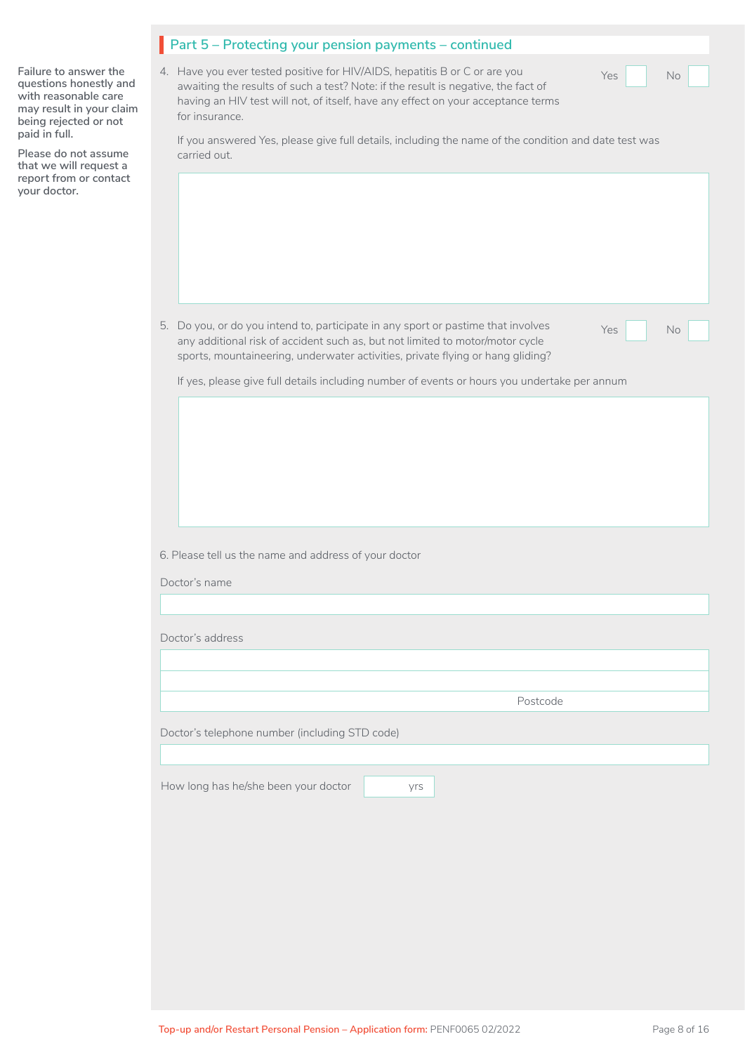## Part 5 – Protecting your pension payments – continued

**Failure to answer the questions honestly and with reasonable care may result in your claim being rejected or not paid in full.**

**Please do not assume that we will request a report from or contact your doctor.**

4. Have you ever tested positive for HIV/AIDS, hepatitis B or C or are you awaiting the results of such a test? Note: if the result is negative, the fact of having an HIV test will not, of itself, have any effect on your acceptance terms for insurance.

   Yes ☐ No ☐

   If you answered Yes, please give full details, including the name of the condition and date test was carried out.

5. Do you, or do you intend to, participate in any sport or pastime that involves any additional risk of accident such as, but not limited to motor/motor cycle sports, mountaineering, underwater activities, private flying or hang gliding?

   Yes ☐ No ☐

   If yes, please give full details including number of events or hours you undertake per annum

6. Please tell us the name and address of your doctor

Doctor's name

Doctor's address

Postcode

Doctor's telephone number (including STD code)

How long has he/she been your doctor ______ yrs

Top-up and/or Restart Personal Pension – Application form: PENF0065 02/2022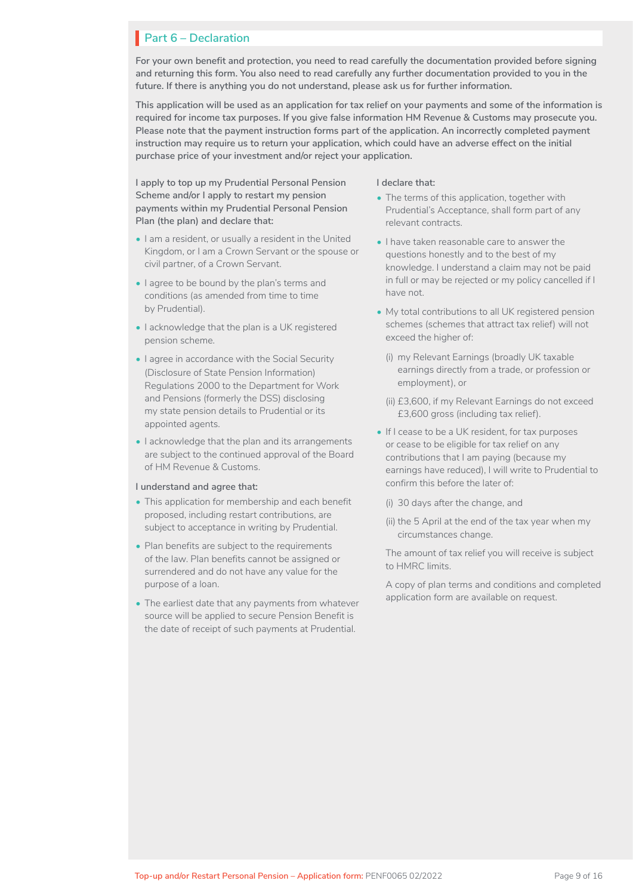## Part 6 – Declaration

**For your own benefit and protection, you need to read carefully the documentation provided before signing and returning this form. You also need to read carefully any further documentation provided to you in the future. If there is anything you do not understand, please ask us for further information.**

**This application will be used as an application for tax relief on your payments and some of the information is required for income tax purposes. If you give false information HM Revenue & Customs may prosecute you. Please note that the payment instruction forms part of the application. An incorrectly completed payment instruction may require us to return your application, which could have an adverse effect on the initial purchase price of your investment and/or reject your application.**

**I apply to top up my Prudential Personal Pension Scheme and/or I apply to restart my pension payments within my Prudential Personal Pension Plan (the plan) and declare that:**

- I am a resident, or usually a resident in the United Kingdom, or I am a Crown Servant or the spouse or civil partner, of a Crown Servant.
- I agree to be bound by the plan's terms and conditions (as amended from time to time by Prudential).
- I acknowledge that the plan is a UK registered pension scheme.
- I agree in accordance with the Social Security (Disclosure of State Pension Information) Regulations 2000 to the Department for Work and Pensions (formerly the DSS) disclosing my state pension details to Prudential or its appointed agents.
- I acknowledge that the plan and its arrangements are subject to the continued approval of the Board of HM Revenue & Customs.

**I understand and agree that:**

- This application for membership and each benefit proposed, including restart contributions, are subject to acceptance in writing by Prudential.
- Plan benefits are subject to the requirements of the law. Plan benefits cannot be assigned or surrendered and do not have any value for the purpose of a loan.
- The earliest date that any payments from whatever source will be applied to secure Pension Benefit is the date of receipt of such payments at Prudential.

**I declare that:**

- The terms of this application, together with Prudential's Acceptance, shall form part of any relevant contracts.
- I have taken reasonable care to answer the questions honestly and to the best of my knowledge. I understand a claim may not be paid in full or may be rejected or my policy cancelled if I have not.
- My total contributions to all UK registered pension schemes (schemes that attract tax relief) will not exceed the higher of:
  - (i) my Relevant Earnings (broadly UK taxable earnings directly from a trade, or profession or employment), or
  - (ii) £3,600, if my Relevant Earnings do not exceed £3,600 gross (including tax relief).
- If I cease to be a UK resident, for tax purposes or cease to be eligible for tax relief on any contributions that I am paying (because my earnings have reduced), I will write to Prudential to confirm this before the later of:
  - (i) 30 days after the change, and
  - (ii) the 5 April at the end of the tax year when my circumstances change.

  The amount of tax relief you will receive is subject to HMRC limits.

  A copy of plan terms and conditions and completed application form are available on request.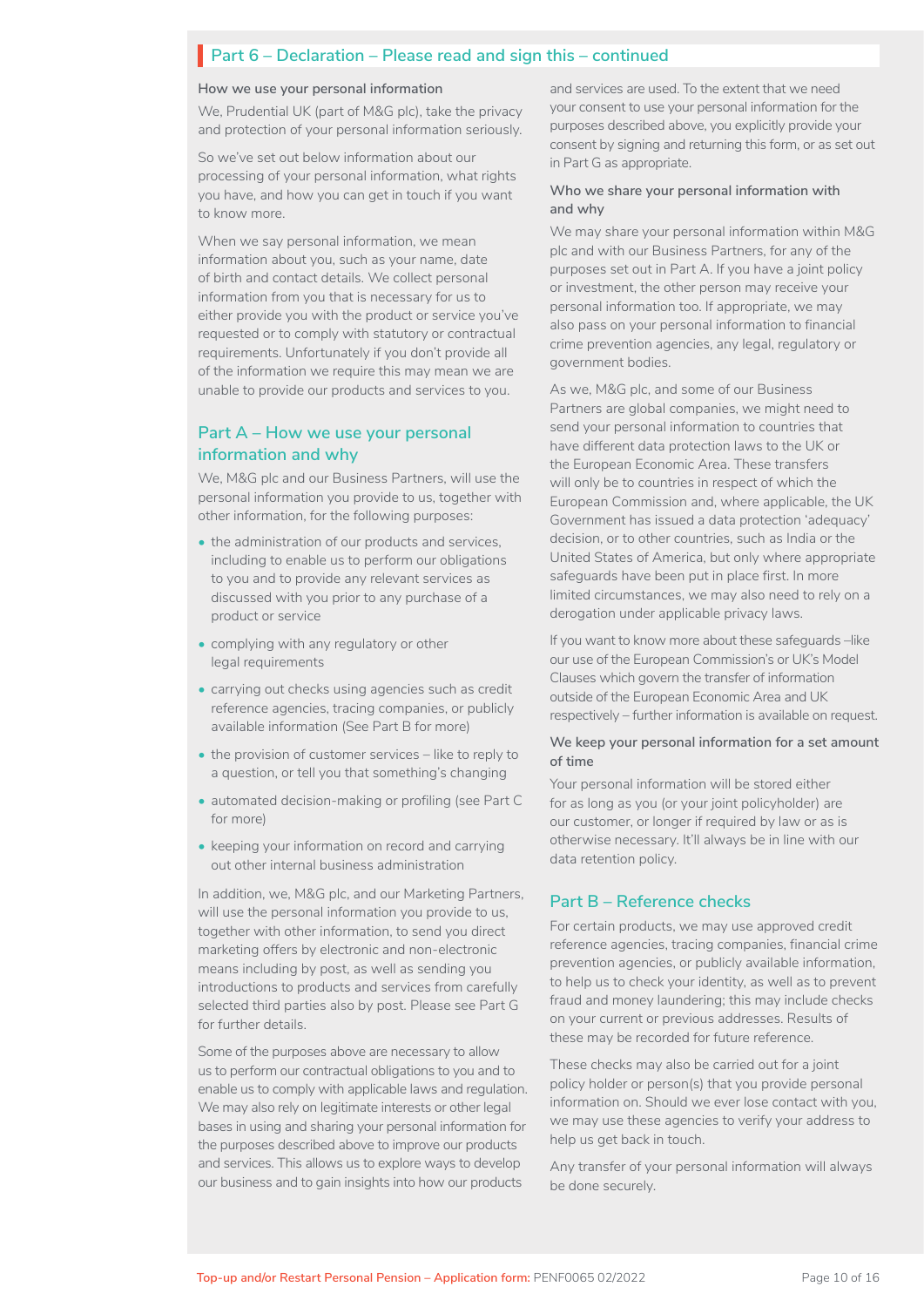## Part 6 – Declaration – Please read and sign this – continued

**How we use your personal information**

We, Prudential UK (part of M&G plc), take the privacy and protection of your personal information seriously.

So we've set out below information about our processing of your personal information, what rights you have, and how you can get in touch if you want to know more.

When we say personal information, we mean information about you, such as your name, date of birth and contact details. We collect personal information from you that is necessary for us to either provide you with the product or service you've requested or to comply with statutory or contractual requirements. Unfortunately if you don't provide all of the information we require this may mean we are unable to provide our products and services to you.

### Part A – How we use your personal information and why

We, M&G plc and our Business Partners, will use the personal information you provide to us, together with other information, for the following purposes:

- the administration of our products and services, including to enable us to perform our obligations to you and to provide any relevant services as discussed with you prior to any purchase of a product or service
- complying with any regulatory or other legal requirements
- carrying out checks using agencies such as credit reference agencies, tracing companies, or publicly available information (See Part B for more)
- the provision of customer services – like to reply to a question, or tell you that something's changing
- automated decision-making or profiling (see Part C for more)
- keeping your information on record and carrying out other internal business administration

In addition, we, M&G plc, and our Marketing Partners, will use the personal information you provide to us, together with other information, to send you direct marketing offers by electronic and non-electronic means including by post, as well as sending you introductions to products and services from carefully selected third parties also by post. Please see Part G for further details.

Some of the purposes above are necessary to allow us to perform our contractual obligations to you and to enable us to comply with applicable laws and regulation. We may also rely on legitimate interests or other legal bases in using and sharing your personal information for the purposes described above to improve our products and services. This allows us to explore ways to develop our business and to gain insights into how our products and services are used. To the extent that we need your consent to use your personal information for the purposes described above, you explicitly provide your consent by signing and returning this form, or as set out in Part G as appropriate.

**Who we share your personal information with and why**

We may share your personal information within M&G plc and with our Business Partners, for any of the purposes set out in Part A. If you have a joint policy or investment, the other person may receive your personal information too. If appropriate, we may also pass on your personal information to financial crime prevention agencies, any legal, regulatory or government bodies.

As we, M&G plc, and some of our Business Partners are global companies, we might need to send your personal information to countries that have different data protection laws to the UK or the European Economic Area. These transfers will only be to countries in respect of which the European Commission and, where applicable, the UK Government has issued a data protection 'adequacy' decision, or to other countries, such as India or the United States of America, but only where appropriate safeguards have been put in place first. In more limited circumstances, we may also need to rely on a derogation under applicable privacy laws.

If you want to know more about these safeguards –like our use of the European Commission's or UK's Model Clauses which govern the transfer of information outside of the European Economic Area and UK respectively – further information is available on request.

**We keep your personal information for a set amount of time**

Your personal information will be stored either for as long as you (or your joint policyholder) are our customer, or longer if required by law or as is otherwise necessary. It'll always be in line with our data retention policy.

### Part B – Reference checks

For certain products, we may use approved credit reference agencies, tracing companies, financial crime prevention agencies, or publicly available information, to help us to check your identity, as well as to prevent fraud and money laundering; this may include checks on your current or previous addresses. Results of these may be recorded for future reference.

These checks may also be carried out for a joint policy holder or person(s) that you provide personal information on. Should we ever lose contact with you, we may use these agencies to verify your address to help us get back in touch.

Any transfer of your personal information will always be done securely.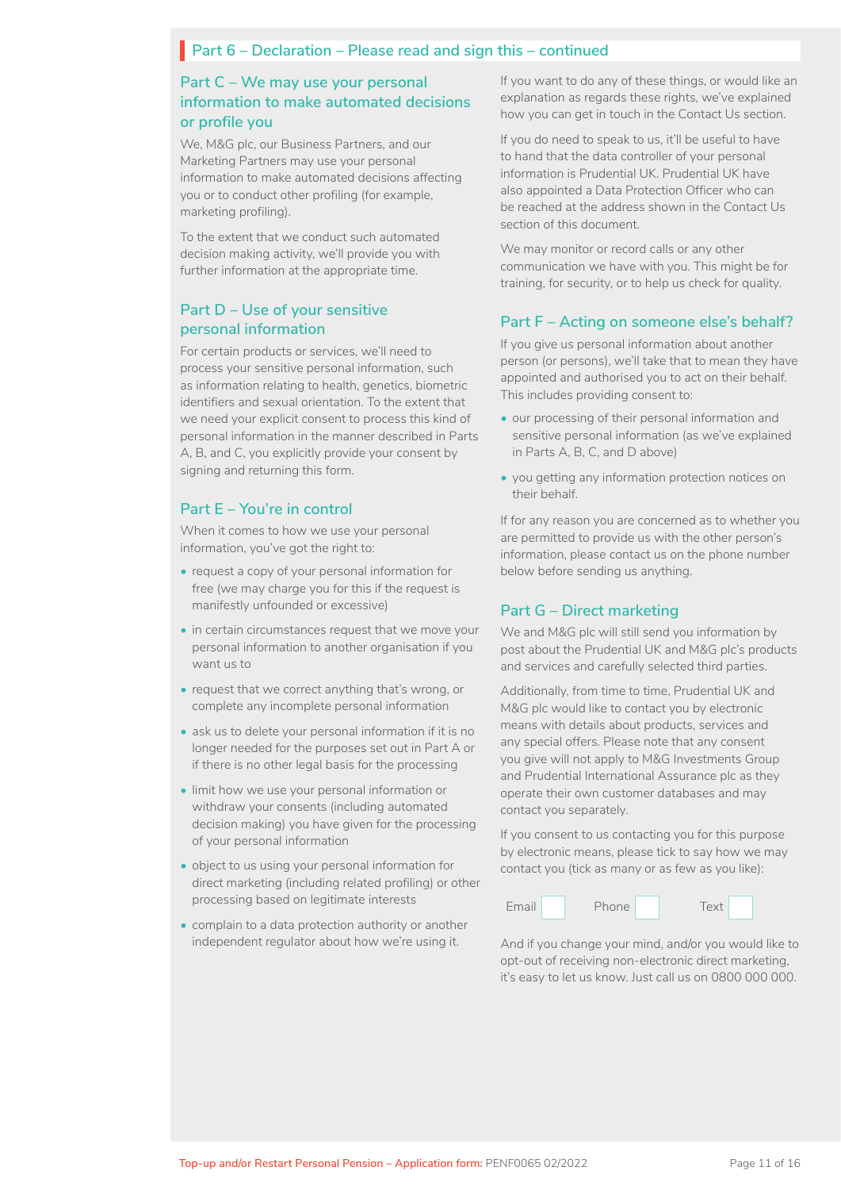## Part 6 – Declaration – Please read and sign this – continued

### Part C – We may use your personal information to make automated decisions or profile you

We, M&G plc, our Business Partners, and our Marketing Partners may use your personal information to make automated decisions affecting you or to conduct other profiling (for example, marketing profiling).

To the extent that we conduct such automated decision making activity, we'll provide you with further information at the appropriate time.

### Part D – Use of your sensitive personal information

For certain products or services, we'll need to process your sensitive personal information, such as information relating to health, genetics, biometric identifiers and sexual orientation. To the extent that we need your explicit consent to process this kind of personal information in the manner described in Parts A, B, and C, you explicitly provide your consent by signing and returning this form.

### Part E – You're in control

When it comes to how we use your personal information, you've got the right to:

- request a copy of your personal information for free (we may charge you for this if the request is manifestly unfounded or excessive)
- in certain circumstances request that we move your personal information to another organisation if you want us to
- request that we correct anything that's wrong, or complete any incomplete personal information
- ask us to delete your personal information if it is no longer needed for the purposes set out in Part A or if there is no other legal basis for the processing
- limit how we use your personal information or withdraw your consents (including automated decision making) you have given for the processing of your personal information
- object to us using your personal information for direct marketing (including related profiling) or other processing based on legitimate interests
- complain to a data protection authority or another independent regulator about how we're using it.

If you want to do any of these things, or would like an explanation as regards these rights, we've explained how you can get in touch in the Contact Us section.

If you do need to speak to us, it'll be useful to have to hand that the data controller of your personal information is Prudential UK. Prudential UK have also appointed a Data Protection Officer who can be reached at the address shown in the Contact Us section of this document.

We may monitor or record calls or any other communication we have with you. This might be for training, for security, or to help us check for quality.

### Part F – Acting on someone else's behalf?

If you give us personal information about another person (or persons), we'll take that to mean they have appointed and authorised you to act on their behalf. This includes providing consent to:

- our processing of their personal information and sensitive personal information (as we've explained in Parts A, B, C, and D above)
- you getting any information protection notices on their behalf.

If for any reason you are concerned as to whether you are permitted to provide us with the other person's information, please contact us on the phone number below before sending us anything.

### Part G – Direct marketing

We and M&G plc will still send you information by post about the Prudential UK and M&G plc's products and services and carefully selected third parties.

Additionally, from time to time, Prudential UK and M&G plc would like to contact you by electronic means with details about products, services and any special offers. Please note that any consent you give will not apply to M&G Investments Group and Prudential International Assurance plc as they operate their own customer databases and may contact you separately.

If you consent to us contacting you for this purpose by electronic means, please tick to say how we may contact you (tick as many or as few as you like):

Email ☐ Phone ☐ Text ☐

And if you change your mind, and/or you would like to opt-out of receiving non-electronic direct marketing, it's easy to let us know. Just call us on 0800 000 000.

Top-up and/or Restart Personal Pension – Application form: PENF0065 02/2022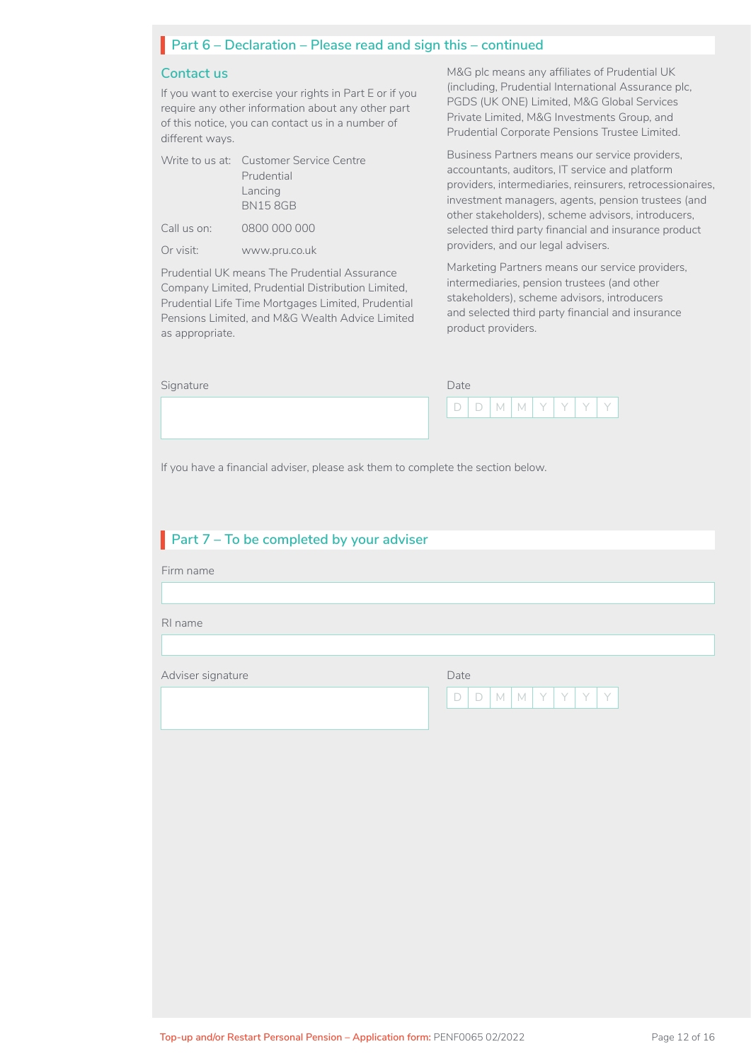## Part 6 – Declaration – Please read and sign this – continued

### Contact us

If you want to exercise your rights in Part E or if you require any other information about any other part of this notice, you can contact us in a number of different ways.

| | |
|---|---|
| Write to us at: | Customer Service Centre<br>Prudential<br>Lancing<br>BN15 8GB |
| Call us on: | 0800 000 000 |
| Or visit: | www.pru.co.uk |

Prudential UK means The Prudential Assurance Company Limited, Prudential Distribution Limited, Prudential Life Time Mortgages Limited, Prudential Pensions Limited, and M&G Wealth Advice Limited as appropriate.

M&G plc means any affiliates of Prudential UK (including, Prudential International Assurance plc, PGDS (UK ONE) Limited, M&G Global Services Private Limited, M&G Investments Group, and Prudential Corporate Pensions Trustee Limited.

Business Partners means our service providers, accountants, auditors, IT service and platform providers, intermediaries, reinsurers, retrocessionaires, investment managers, agents, pension trustees (and other stakeholders), scheme advisors, introducers, selected third party financial and insurance product providers, and our legal advisers.

Marketing Partners means our service providers, intermediaries, pension trustees (and other stakeholders), scheme advisors, introducers and selected third party financial and insurance product providers.

Signature

Date

D D M M Y Y Y Y

If you have a financial adviser, please ask them to complete the section below.

## Part 7 – To be completed by your adviser

Firm name

RI name

Adviser signature

Date

D D M M Y Y Y Y

Top-up and/or Restart Personal Pension – Application form: PENF0065 02/2022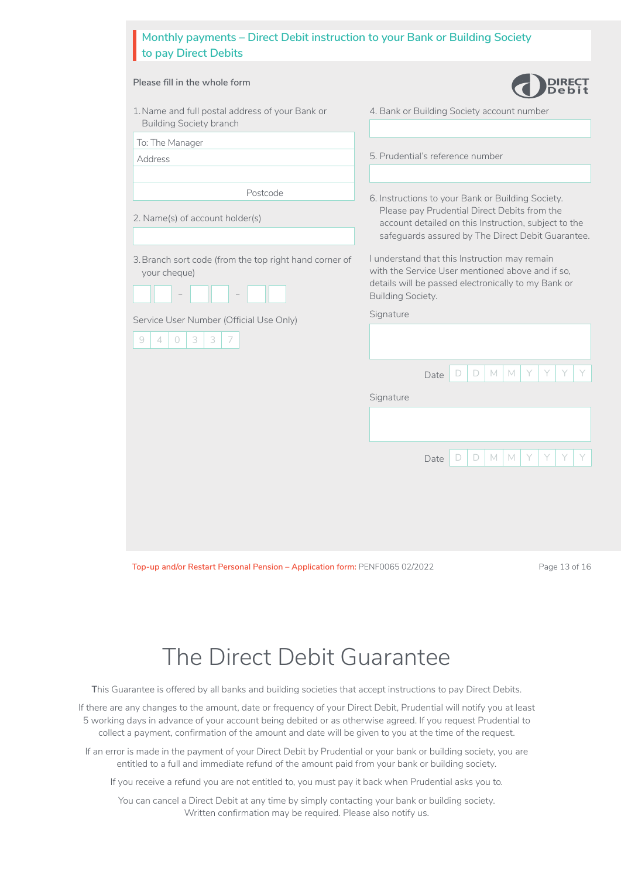## Monthly payments – Direct Debit instruction to your Bank or Building Society to pay Direct Debits

Please fill in the whole form

DIRECT Debit

1. Name and full postal address of your Bank or Building Society branch

To: The Manager

Address

Postcode

2. Name(s) of account holder(s)

3. Branch sort code (from the top right hand corner of your cheque)

__ __ – __ __ – __ __

Service User Number (Official Use Only)

| 9 | 4 | 0 | 3 | 3 | 7 |
|---|---|---|---|---|---|

4. Bank or Building Society account number

5. Prudential's reference number

6. Instructions to your Bank or Building Society. Please pay Prudential Direct Debits from the account detailed on this Instruction, subject to the safeguards assured by The Direct Debit Guarantee.

I understand that this Instruction may remain with the Service User mentioned above and if so, details will be passed electronically to my Bank or Building Society.

Signature

Date D D M M Y Y Y Y

Signature

Date D D M M Y Y Y Y

Top-up and/or Restart Personal Pension – Application form: PENF0065 02/2022

# The Direct Debit Guarantee

This Guarantee is offered by all banks and building societies that accept instructions to pay Direct Debits.

If there are any changes to the amount, date or frequency of your Direct Debit, Prudential will notify you at least 5 working days in advance of your account being debited or as otherwise agreed. If you request Prudential to collect a payment, confirmation of the amount and date will be given to you at the time of the request.

If an error is made in the payment of your Direct Debit by Prudential or your bank or building society, you are entitled to a full and immediate refund of the amount paid from your bank or building society.

If you receive a refund you are not entitled to, you must pay it back when Prudential asks you to.

You can cancel a Direct Debit at any time by simply contacting your bank or building society. Written confirmation may be required. Please also notify us.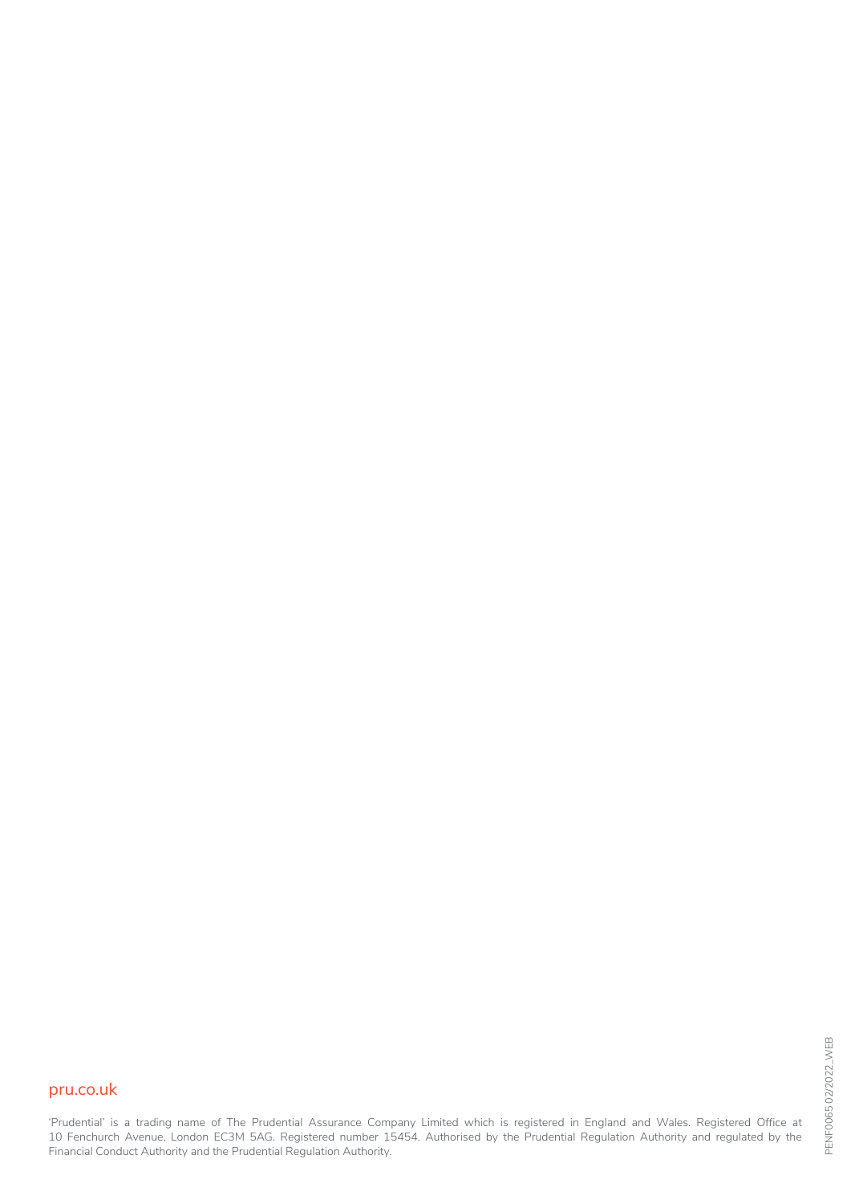pru.co.uk

'Prudential' is a trading name of The Prudential Assurance Company Limited which is registered in England and Wales. Registered Office at 10 Fenchurch Avenue, London EC3M 5AG. Registered number 15454. Authorised by the Prudential Regulation Authority and regulated by the Financial Conduct Authority and the Prudential Regulation Authority.

PENF0065 02/2022_WEB